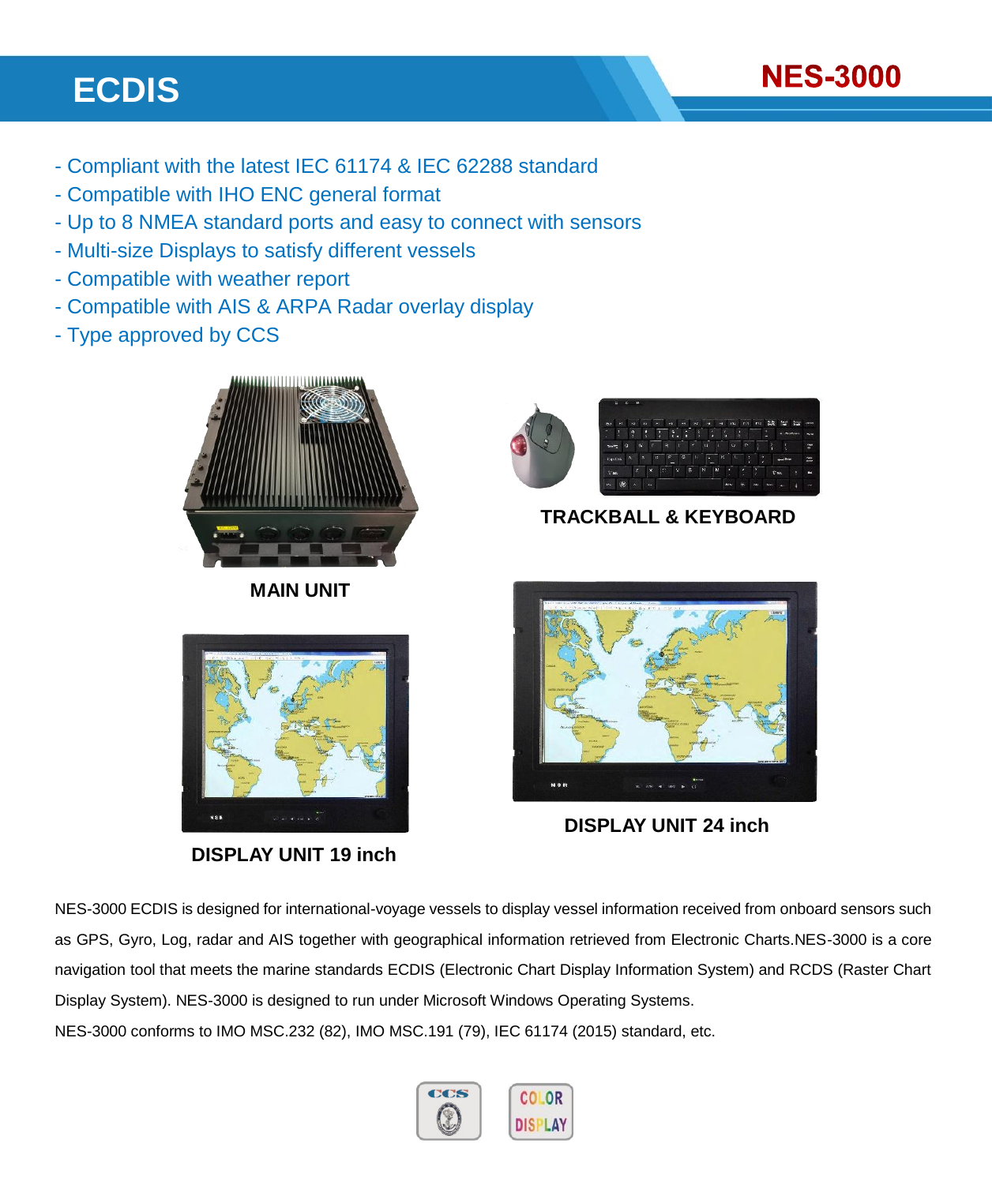# ECDIS

## NES-3000

- Compliant with the latest IEC 61174 & IEC 62288 standard
- Compatible with IHO ENC general format
- Up to 8 NMEA standard ports and easy to connect with sensors
- Multi-size Displays to satisfy different vessels
- Compatible with weather report
- Compatible with AIS & ARPA Radar overlay display
- Type approved by CCS

**MAIN UNIT**

**TRACKBALL & KEYBOARD**

**DISPLAY UNIT 19 inch**

**DISPLAY UNIT 24 inch**

NES-3000 ECDIS is designed for international-voyage vessels to display vessel information received from onboard sensors such as GPS, Gyro, Log, radar and AIS together with geographical information retrieved from Electronic Charts.NES-3000 is a core navigation tool that meets the marine standards ECDIS (Electronic Chart Display Information System) and RCDS (Raster Chart Display System). NES-3000 is designed to run under Microsoft Windows Operating Systems.

NES-3000 conforms to IMO MSC.232 (82), IMO MSC.191 (79), IEC 61174 (2015) standard, etc.

CCS

COLOR DISPLAY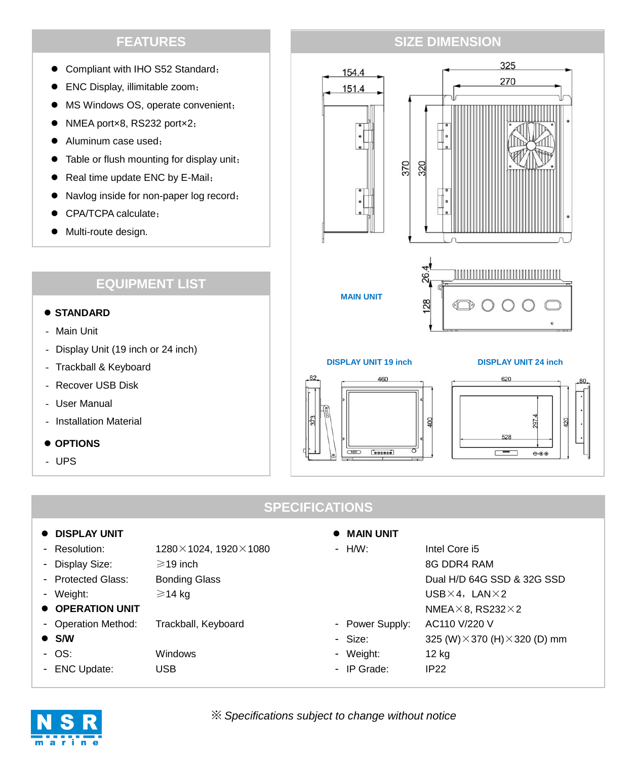## FEATURES

- Compliant with IHO S52 Standard；
- ENC Display, illimitable zoom；
- MS Windows OS, operate convenient；
- NMEA port×8, RS232 port×2；
- Aluminum case used；
- Table or flush mounting for display unit；
- Real time update ENC by E-Mail；
- Navlog inside for non-paper log record；
- CPA/TCPA calculate；
- Multi-route design.

## EQUIPMENT LIST

- **STANDARD**
  - Main Unit
  - Display Unit (19 inch or 24 inch)
  - Trackball & Keyboard
  - Recover USB Disk
  - User Manual
  - Installation Material
- **OPTIONS**
  - UPS

## SIZE DIMENSION

154.4
151.4
325
270
370
320
26.4
128

MAIN UNIT

DISPLAY UNIT 19 inch

82
460
373
400

DISPLAY UNIT 24 inch

620
80
297.4
528
420

## SPECIFICATIONS

- **DISPLAY UNIT**
  - Resolution: 1280×1024, 1920×1080
  - Display Size: ≥19 inch
  - Protected Glass: Bonding Glass
  - Weight: ≥14 kg
- **OPERATION UNIT**
  - Operation Method: Trackball, Keyboard
- **S/W**
  - OS: Windows
  - ENC Update: USB
- **MAIN UNIT**
  - H/W: Intel Core i5
    8G DDR4 RAM
    Dual H/D 64G SSD & 32G SSD
    USB×4，LAN×2
    NMEA×8, RS232×2
  - Power Supply: AC110 V/220 V
  - Size: 325 (W)×370 (H)×320 (D) mm
  - Weight: 12 kg
  - IP Grade: IP22

NSR marine

※ *Specifications subject to change without notice*